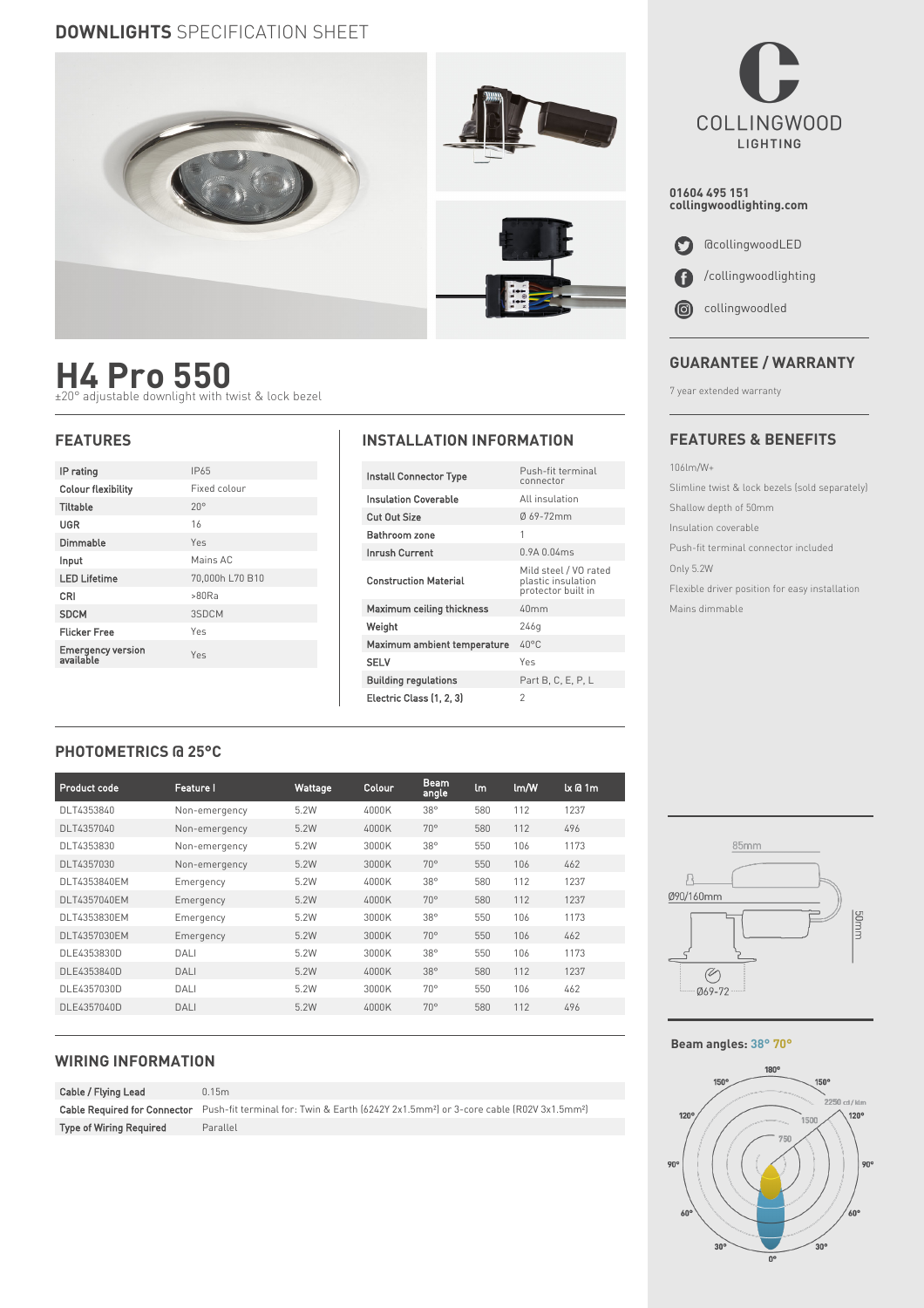**DOWNLIGHTS** SPECIFICATION SHEET

# H4 Pro 550

±20° adjustable downlight with twist & lock bezel

## FEATURES

| | |
|---|---|
| IP rating | IP65 |
| Colour flexibility | Fixed colour |
| Tiltable | 20° |
| UGR | 16 |
| Dimmable | Yes |
| Input | Mains AC |
| LED Lifetime | 70,000h L70 B10 |
| CRI | >80Ra |
| SDCM | 3SDCM |
| Flicker Free | Yes |
| Emergency version available | Yes |

## INSTALLATION INFORMATION

| | |
|---|---|
| Install Connector Type | Push-fit terminal connector |
| Insulation Coverable | All insulation |
| Cut Out Size | Ø 69-72mm |
| Bathroom zone | 1 |
| Inrush Current | 0.9A 0.04ms |
| Construction Material | Mild steel / V0 rated plastic insulation protector built in |
| Maximum ceiling thickness | 40mm |
| Weight | 246g |
| Maximum ambient temperature | 40°C |
| SELV | Yes |
| Building regulations | Part B, C, E, P, L |
| Electric Class (1, 2, 3) | 2 |

## PHOTOMETRICS @ 25°C

| Product code | Feature I | Wattage | Colour | Beam angle | lm | lm/W | lx @ 1m |
|---|---|---|---|---|---|---|---|
| DLT4353840 | Non-emergency | 5.2W | 4000K | 38° | 580 | 112 | 1237 |
| DLT4357040 | Non-emergency | 5.2W | 4000K | 70° | 580 | 112 | 496 |
| DLT4353830 | Non-emergency | 5.2W | 3000K | 38° | 550 | 106 | 1173 |
| DLT4357030 | Non-emergency | 5.2W | 3000K | 70° | 550 | 106 | 462 |
| DLT4353840EM | Emergency | 5.2W | 4000K | 38° | 580 | 112 | 1237 |
| DLT4357040EM | Emergency | 5.2W | 4000K | 70° | 580 | 112 | 1237 |
| DLT4353830EM | Emergency | 5.2W | 3000K | 38° | 550 | 106 | 1173 |
| DLT4357030EM | Emergency | 5.2W | 3000K | 70° | 550 | 106 | 462 |
| DLE4353830D | DALI | 5.2W | 3000K | 38° | 550 | 106 | 1173 |
| DLE4353840D | DALI | 5.2W | 4000K | 38° | 580 | 112 | 1237 |
| DLE4357030D | DALI | 5.2W | 3000K | 70° | 550 | 106 | 462 |
| DLE4357040D | DALI | 5.2W | 4000K | 70° | 580 | 112 | 496 |

## WIRING INFORMATION

| | |
|---|---|
| Cable / Flying Lead | 0.15m |
| Cable Required for Connector | Push-fit terminal for: Twin & Earth (6242Y 2x1.5mm²) or 3-core cable (R02V 3x1.5mm²) |
| Type of Wiring Required | Parallel |

COLLINGWOOD LIGHTING

**01604 495 151**
**collingwoodlighting.com**

@collingwoodLED

/collingwoodlighting

collingwoodled

## GUARANTEE / WARRANTY

7 year extended warranty

## FEATURES & BENEFITS

106lm/W+

Slimline twist & lock bezels (sold separately)

Shallow depth of 50mm

Insulation coverable

Push-fit terminal connector included

Only 5.2W

Flexible driver position for easy installation

Mains dimmable

85mm

Ø90/160mm

50mm

Ø69-72

**Beam angles: 38° 70°**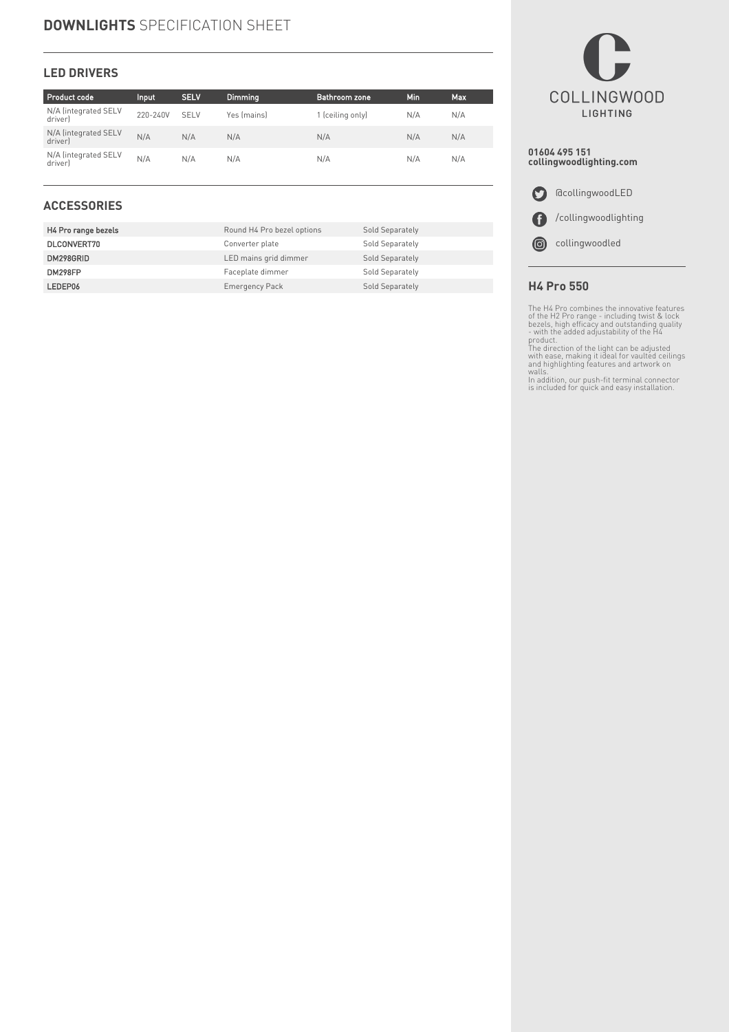# DOWNLIGHTS SPECIFICATION SHEET

## LED DRIVERS

| Product code | Input | SELV | Dimming | Bathroom zone | Min | Max |
|---|---|---|---|---|---|---|
| N/A (integrated SELV driver) | 220-240V | SELV | Yes (mains) | 1 (ceiling only) | N/A | N/A |
| N/A (integrated SELV driver) | N/A | N/A | N/A | N/A | N/A | N/A |
| N/A (integrated SELV driver) | N/A | N/A | N/A | N/A | N/A | N/A |

## ACCESSORIES

| | | |
|---|---|---|
| H4 Pro range bezels | Round H4 Pro bezel options | Sold Separately |
| DLCONVERT70 | Converter plate | Sold Separately |
| DM298GRID | LED mains grid dimmer | Sold Separately |
| DM298FP | Faceplate dimmer | Sold Separately |
| LEDEP06 | Emergency Pack | Sold Separately |

COLLINGWOOD LIGHTING

**01604 495 151**
**collingwoodlighting.com**

@collingwoodLED

/collingwoodlighting

collingwoodled

## H4 Pro 550

The H4 Pro combines the innovative features of the H2 Pro range - including twist & lock bezels, high efficacy and outstanding quality - with the added adjustability of the H4 product.
The direction of the light can be adjusted with ease, making it ideal for vaulted ceilings and highlighting features and artwork on walls.
In addition, our push-fit terminal connector is included for quick and easy installation.